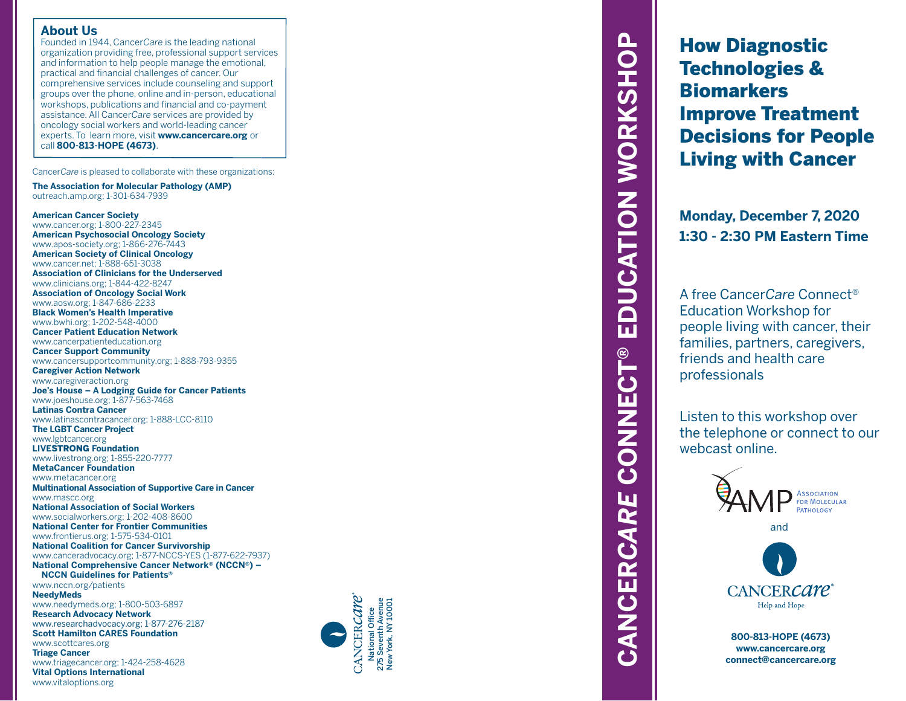## About Us

Founded in 1944, Cancer*Care* is the leading national organization providing free, professional support services and information to help people manage the emotional, practical and financial challenges of cancer. Our comprehensive services include counseling and support groups over the phone, online and in-person, educational workshops, publications and financial and co-payment assistance. All Cancer*Care* services are provided by oncology social workers and world-leading cancer experts. To learn more, visit **www.cancercare.org** or call **800-813-HOPE (4673)**.

Cancer*Care* is pleased to collaborate with these organizations:

**The Association for Molecular Pathology (AMP)**
outreach.amp.org; 1-301-634-7939

**American Cancer Society**
www.cancer.org; 1-800-227-2345
**American Psychosocial Oncology Society**
www.apos-society.org; 1-866-276-7443
**American Society of Clinical Oncology**
www.cancer.net; 1-888-651-3038
**Association of Clinicians for the Underserved**
www.clinicians.org; 1-844-422-8247
**Association of Oncology Social Work**
www.aosw.org; 1-847-686-2233
**Black Women's Health Imperative**
www.bwhi.org; 1-202-548-4000
**Cancer Patient Education Network**
www.cancerpatienteducation.org
**Cancer Support Community**
www.cancersupportcommunity.org; 1-888-793-9355
**Caregiver Action Network**
www.caregiveraction.org
**Joe's House – A Lodging Guide for Cancer Patients**
www.joeshouse.org; 1-877-563-7468
**Latinas Contra Cancer**
www.latinascontracancer.org; 1-888-LCC-8110
**The LGBT Cancer Project**
www.lgbtcancer.org
**LIVESTRONG Foundation**
www.livestrong.org; 1-855-220-7777
**MetaCancer Foundation**
www.metacancer.org
**Multinational Association of Supportive Care in Cancer**
www.mascc.org
**National Association of Social Workers**
www.socialworkers.org; 1-202-408-8600
**National Center for Frontier Communities**
www.frontierus.org; 1-575-534-0101
**National Coalition for Cancer Survivorship**
www.canceradvocacy.org; 1-877-NCCS-YES (1-877-622-7937)
**National Comprehensive Cancer Network® (NCCN®) – NCCN Guidelines for Patients®**
www.nccn.org/patients
**NeedyMeds**
www.needymeds.org; 1-800-503-6897
**Research Advocacy Network**
www.researchadvocacy.org; 1-877-276-2187
**Scott Hamilton CARES Foundation**
www.scottcares.org
**Triage Cancer**
www.triagecancer.org; 1-424-258-4628
**Vital Options International**
www.vitaloptions.org

CANCER*care*®
National Office
275 Seventh Avenue
New York, NY 10001

**CANCER*CARE* CONNECT® EDUCATION WORKSHOP**

# How Diagnostic Technologies & Biomarkers Improve Treatment Decisions for People Living with Cancer

**Monday, December 7, 2020**
**1:30 - 2:30 PM Eastern Time**

A free Cancer*Care* Connect® Education Workshop for people living with cancer, their families, partners, caregivers, friends and health care professionals

Listen to this workshop over the telephone or connect to our webcast online.

AMP Association for Molecular Pathology

and

CANCER*care*®
Help and Hope

**800-813-HOPE (4673)**
**www.cancercare.org**
**connect@cancercare.org**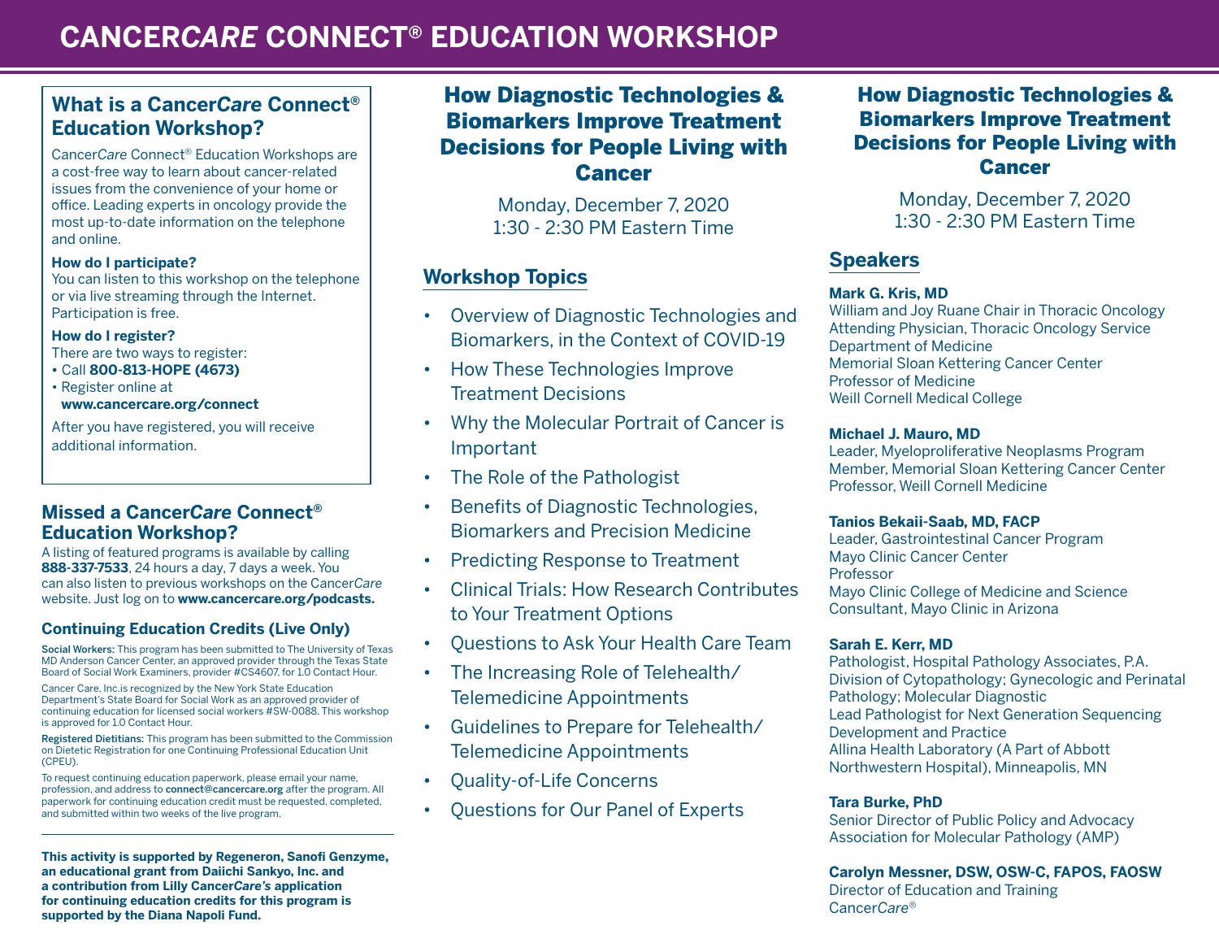# CANCER*CARE* CONNECT® EDUCATION WORKSHOP

## What is a Cancer*Care* Connect® Education Workshop?

Cancer*Care* Connect® Education Workshops are a cost-free way to learn about cancer-related issues from the convenience of your home or office. Leading experts in oncology provide the most up-to-date information on the telephone and online.

**How do I participate?**
You can listen to this workshop on the telephone or via live streaming through the Internet. Participation is free.

**How do I register?**
There are two ways to register:

- Call **800-813-HOPE (4673)**
- Register online at **www.cancercare.org/connect**

After you have registered, you will receive additional information.

## Missed a Cancer*Care* Connect® Education Workshop?

A listing of featured programs is available by calling **888-337-7533**, 24 hours a day, 7 days a week. You can also listen to previous workshops on the Cancer*Care* website. Just log on to **www.cancercare.org/podcasts.**

### Continuing Education Credits (Live Only)

**Social Workers:** This program has been submitted to The University of Texas MD Anderson Cancer Center, an approved provider through the Texas State Board of Social Work Examiners, provider #CS4607, for 1.0 Contact Hour.

Cancer Care, Inc.is recognized by the New York State Education Department's State Board for Social Work as an approved provider of continuing education for licensed social workers #SW-0088. This workshop is approved for 1.0 Contact Hour.

**Registered Dietitians:** This program has been submitted to the Commission on Dietetic Registration for one Continuing Professional Education Unit (CPEU).

To request continuing education paperwork, please email your name, profession, and address to **connect@cancercare.org** after the program. All paperwork for continuing education credit must be requested, completed, and submitted within two weeks of the live program.

**This activity is supported by Regeneron, Sanofi Genzyme, an educational grant from Daiichi Sankyo, Inc. and a contribution from Lilly Cancer*Care's* application for continuing education credits for this program is supported by the Diana Napoli Fund.**

## How Diagnostic Technologies & Biomarkers Improve Treatment Decisions for People Living with Cancer

Monday, December 7, 2020
1:30 - 2:30 PM Eastern Time

### Workshop Topics

- Overview of Diagnostic Technologies and Biomarkers, in the Context of COVID-19
- How These Technologies Improve Treatment Decisions
- Why the Molecular Portrait of Cancer is Important
- The Role of the Pathologist
- Benefits of Diagnostic Technologies, Biomarkers and Precision Medicine
- Predicting Response to Treatment
- Clinical Trials: How Research Contributes to Your Treatment Options
- Questions to Ask Your Health Care Team
- The Increasing Role of Telehealth/ Telemedicine Appointments
- Guidelines to Prepare for Telehealth/ Telemedicine Appointments
- Quality-of-Life Concerns
- Questions for Our Panel of Experts

## How Diagnostic Technologies & Biomarkers Improve Treatment Decisions for People Living with Cancer

Monday, December 7, 2020
1:30 - 2:30 PM Eastern Time

### Speakers

**Mark G. Kris, MD**
William and Joy Ruane Chair in Thoracic Oncology
Attending Physician, Thoracic Oncology Service
Department of Medicine
Memorial Sloan Kettering Cancer Center
Professor of Medicine
Weill Cornell Medical College

**Michael J. Mauro, MD**
Leader, Myeloproliferative Neoplasms Program
Member, Memorial Sloan Kettering Cancer Center
Professor, Weill Cornell Medicine

**Tanios Bekaii-Saab, MD, FACP**
Leader, Gastrointestinal Cancer Program
Mayo Clinic Cancer Center
Professor
Mayo Clinic College of Medicine and Science
Consultant, Mayo Clinic in Arizona

**Sarah E. Kerr, MD**
Pathologist, Hospital Pathology Associates, P.A.
Division of Cytopathology; Gynecologic and Perinatal Pathology; Molecular Diagnostic
Lead Pathologist for Next Generation Sequencing Development and Practice
Allina Health Laboratory (A Part of Abbott Northwestern Hospital), Minneapolis, MN

**Tara Burke, PhD**
Senior Director of Public Policy and Advocacy
Association for Molecular Pathology (AMP)

**Carolyn Messner, DSW, OSW-C, FAPOS, FAOSW**
Director of Education and Training
Cancer*Care*®